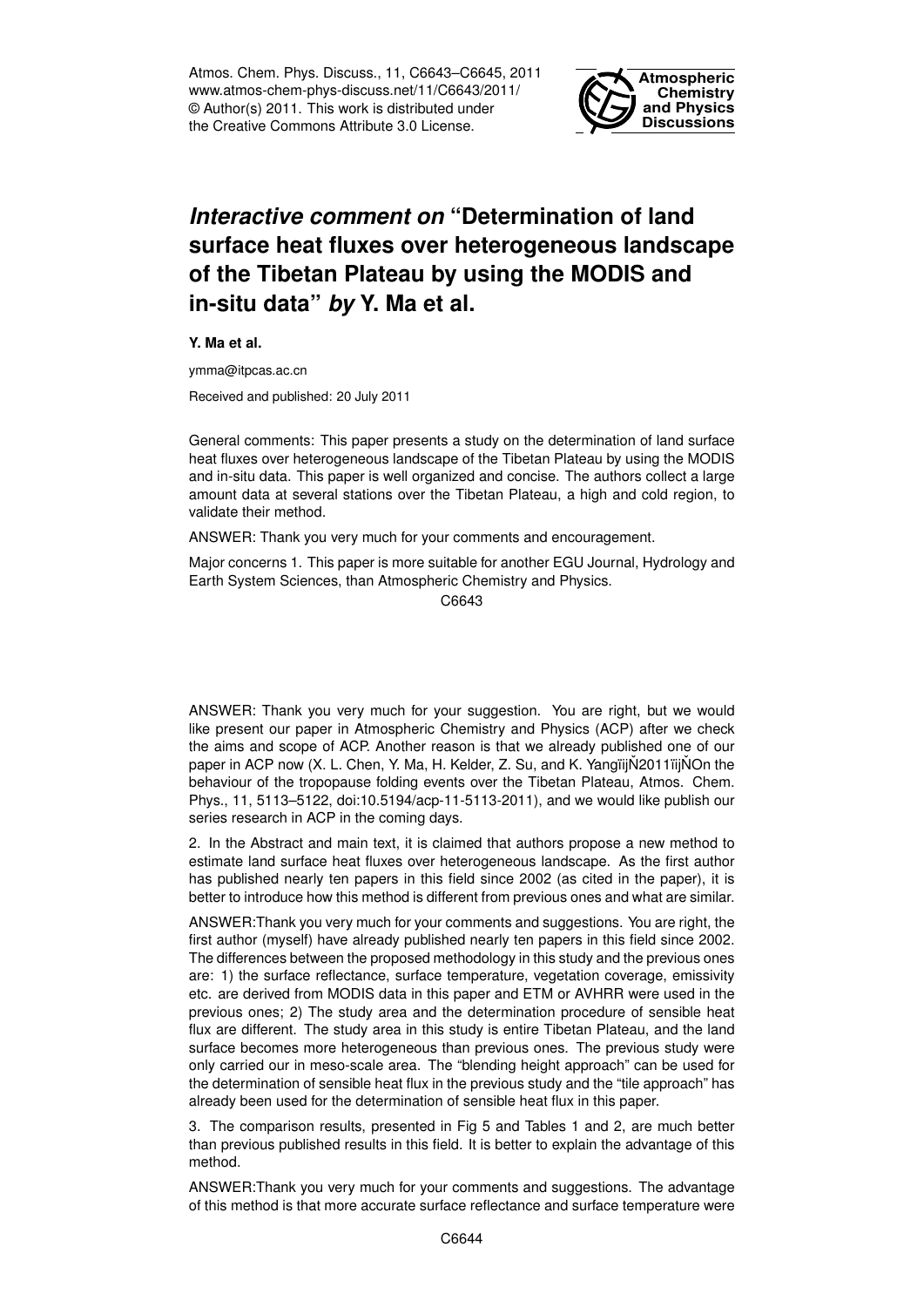# *Interactive comment on* "Determination of land surface heat fluxes over heterogeneous landscape of the Tibetan Plateau by using the MODIS and in-situ data" *by* Y. Ma et al.

**Y. Ma et al.**

ymma@itpcas.ac.cn

Received and published: 20 July 2011

General comments: This paper presents a study on the determination of land surface heat fluxes over heterogeneous landscape of the Tibetan Plateau by using the MODIS and in-situ data. This paper is well organized and concise. The authors collect a large amount data at several stations over the Tibetan Plateau, a high and cold region, to validate their method.

ANSWER: Thank you very much for your comments and encouragement.

Major concerns 1. This paper is more suitable for another EGU Journal, Hydrology and Earth System Sciences, than Atmospheric Chemistry and Physics.

ANSWER: Thank you very much for your suggestion. You are right, but we would like present our paper in Atmospheric Chemistry and Physics (ACP) after we check the aims and scope of ACP. Another reason is that we already published one of our paper in ACP now (X. L. Chen, Y. Ma, H. Kelder, Z. Su, and K. YangïijŇ2011ïijŇOn the behaviour of the tropopause folding events over the Tibetan Plateau, Atmos. Chem. Phys., 11, 5113–5122, doi:10.5194/acp-11-5113-2011), and we would like publish our series research in ACP in the coming days.

2. In the Abstract and main text, it is claimed that authors propose a new method to estimate land surface heat fluxes over heterogeneous landscape. As the first author has published nearly ten papers in this field since 2002 (as cited in the paper), it is better to introduce how this method is different from previous ones and what are similar.

ANSWER:Thank you very much for your comments and suggestions. You are right, the first author (myself) have already published nearly ten papers in this field since 2002. The differences between the proposed methodology in this study and the previous ones are: 1) the surface reflectance, surface temperature, vegetation coverage, emissivity etc. are derived from MODIS data in this paper and ETM or AVHRR were used in the previous ones; 2) The study area and the determination procedure of sensible heat flux are different. The study area in this study is entire Tibetan Plateau, and the land surface becomes more heterogeneous than previous ones. The previous study were only carried our in meso-scale area. The "blending height approach" can be used for the determination of sensible heat flux in the previous study and the "tile approach" has already been used for the determination of sensible heat flux in this paper.

3. The comparison results, presented in Fig 5 and Tables 1 and 2, are much better than previous published results in this field. It is better to explain the advantage of this method.

ANSWER:Thank you very much for your comments and suggestions. The advantage of this method is that more accurate surface reflectance and surface temperature were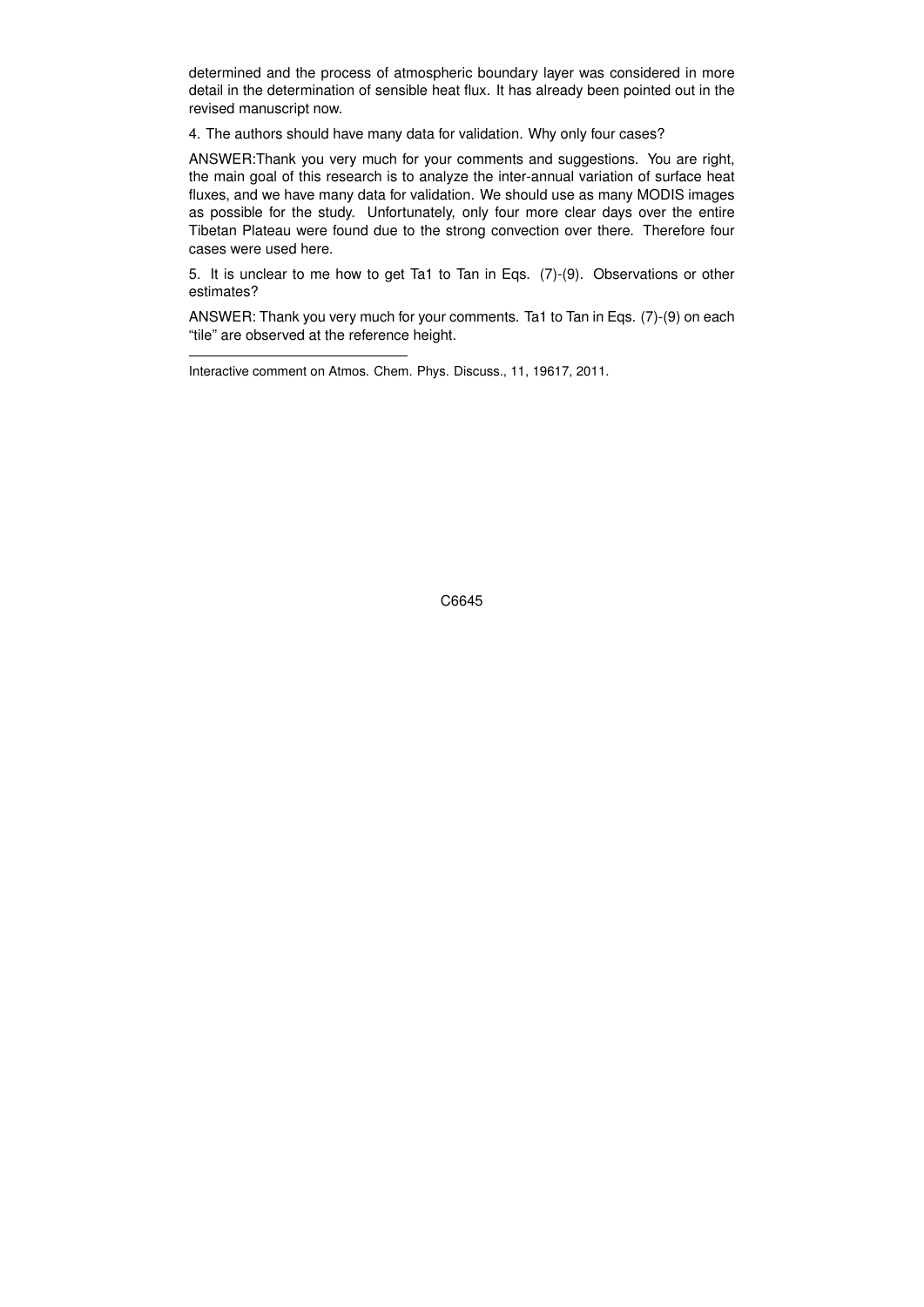determined and the process of atmospheric boundary layer was considered in more detail in the determination of sensible heat flux. It has already been pointed out in the revised manuscript now.

4. The authors should have many data for validation. Why only four cases?

ANSWER:Thank you very much for your comments and suggestions. You are right, the main goal of this research is to analyze the inter-annual variation of surface heat fluxes, and we have many data for validation. We should use as many MODIS images as possible for the study. Unfortunately, only four more clear days over the entire Tibetan Plateau were found due to the strong convection over there. Therefore four cases were used here.

5. It is unclear to me how to get Ta1 to Tan in Eqs. (7)-(9). Observations or other estimates?

ANSWER: Thank you very much for your comments. Ta1 to Tan in Eqs. (7)-(9) on each "tile" are observed at the reference height.

---

Interactive comment on Atmos. Chem. Phys. Discuss., 11, 19617, 2011.